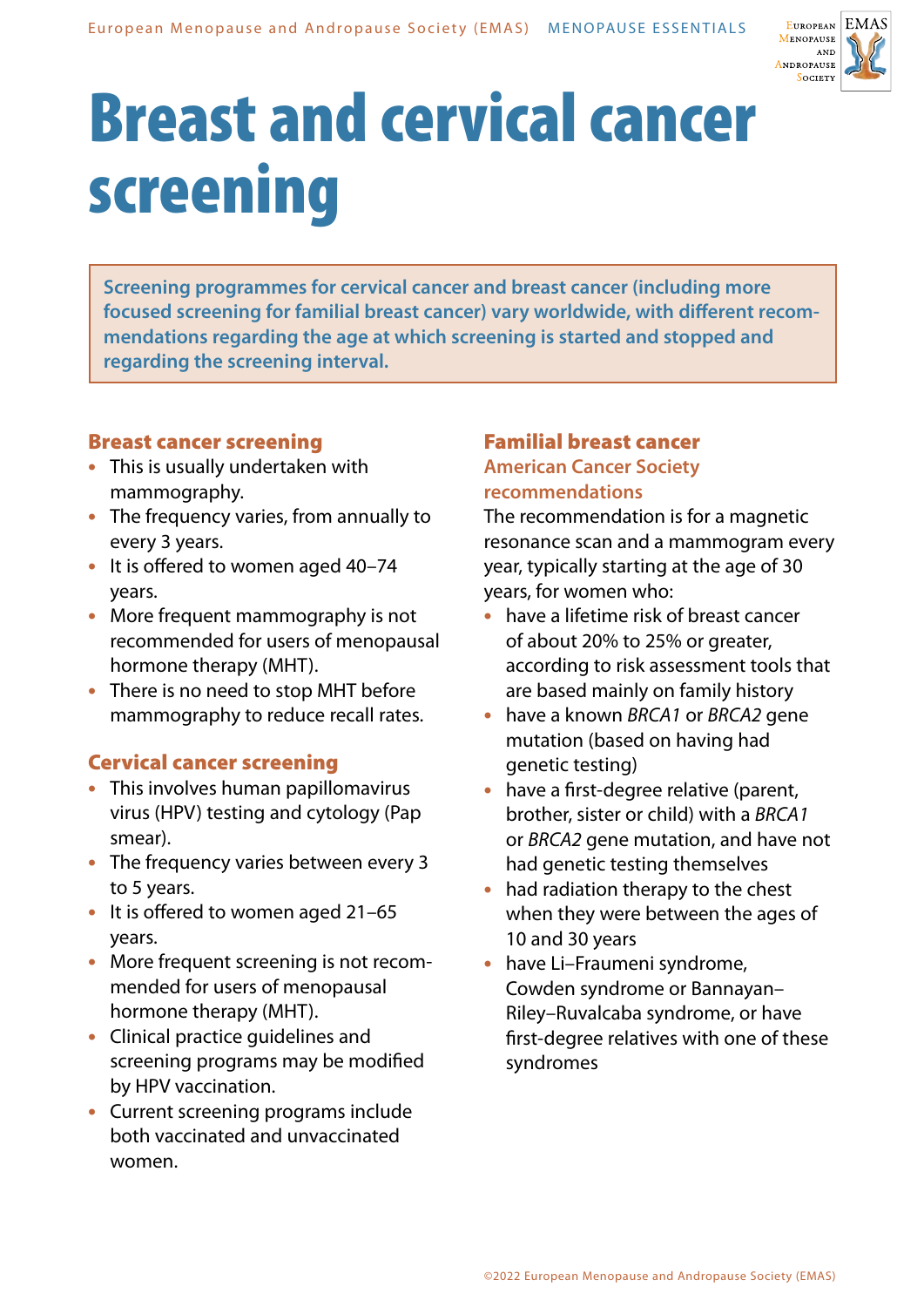# Breast and cervical cancer screening

**Screening programmes for cervical cancer and breast cancer (including more focused screening for familial breast cancer) vary worldwide, with different recommendations regarding the age at which screening is started and stopped and regarding the screening interval.**

## Breast cancer screening

- This is usually undertaken with mammography.
- The frequency varies, from annually to every 3 years.
- It is offered to women aged 40–74 years.
- More frequent mammography is not recommended for users of menopausal hormone therapy (MHT).
- There is no need to stop MHT before mammography to reduce recall rates.

## Cervical cancer screening

- This involves human papillomavirus virus (HPV) testing and cytology (Pap smear).
- The frequency varies between every 3 to 5 years.
- It is offered to women aged 21–65 years.
- More frequent screening is not recommended for users of menopausal hormone therapy (MHT).
- Clinical practice guidelines and screening programs may be modified by HPV vaccination.
- Current screening programs include both vaccinated and unvaccinated women.

## Familial breast cancer

### American Cancer Society recommendations

The recommendation is for a magnetic resonance scan and a mammogram every year, typically starting at the age of 30 years, for women who:

- have a lifetime risk of breast cancer of about 20% to 25% or greater, according to risk assessment tools that are based mainly on family history
- have a known *BRCA1* or *BRCA2* gene mutation (based on having had genetic testing)
- have a first-degree relative (parent, brother, sister or child) with a *BRCA1* or *BRCA2* gene mutation, and have not had genetic testing themselves
- had radiation therapy to the chest when they were between the ages of 10 and 30 years
- have Li–Fraumeni syndrome, Cowden syndrome or Bannayan–Riley–Ruvalcaba syndrome, or have first-degree relatives with one of these syndromes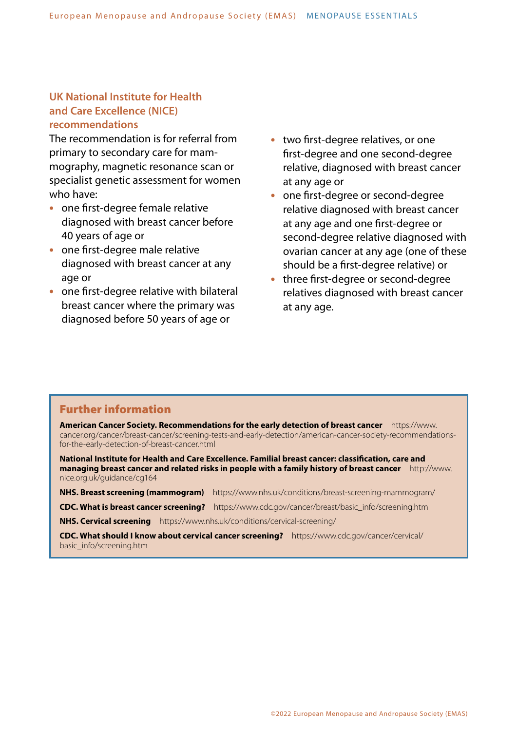## UK National Institute for Health and Care Excellence (NICE) recommendations

The recommendation is for referral from primary to secondary care for mammography, magnetic resonance scan or specialist genetic assessment for women who have:

- one first-degree female relative diagnosed with breast cancer before 40 years of age or
- one first-degree male relative diagnosed with breast cancer at any age or
- one first-degree relative with bilateral breast cancer where the primary was diagnosed before 50 years of age or
- two first-degree relatives, or one first-degree and one second-degree relative, diagnosed with breast cancer at any age or
- one first-degree or second-degree relative diagnosed with breast cancer at any age and one first-degree or second-degree relative diagnosed with ovarian cancer at any age (one of these should be a first-degree relative) or
- three first-degree or second-degree relatives diagnosed with breast cancer at any age.

## Further information

**American Cancer Society. Recommendations for the early detection of breast cancer** https://www.cancer.org/cancer/breast-cancer/screening-tests-and-early-detection/american-cancer-society-recommendations-for-the-early-detection-of-breast-cancer.html

**National Institute for Health and Care Excellence. Familial breast cancer: classification, care and managing breast cancer and related risks in people with a family history of breast cancer** http://www.nice.org.uk/guidance/cg164

**NHS. Breast screening (mammogram)** https://www.nhs.uk/conditions/breast-screening-mammogram/

**CDC. What is breast cancer screening?** https://www.cdc.gov/cancer/breast/basic_info/screening.htm

**NHS. Cervical screening** https://www.nhs.uk/conditions/cervical-screening/

**CDC. What should I know about cervical cancer screening?** https://www.cdc.gov/cancer/cervical/basic_info/screening.htm